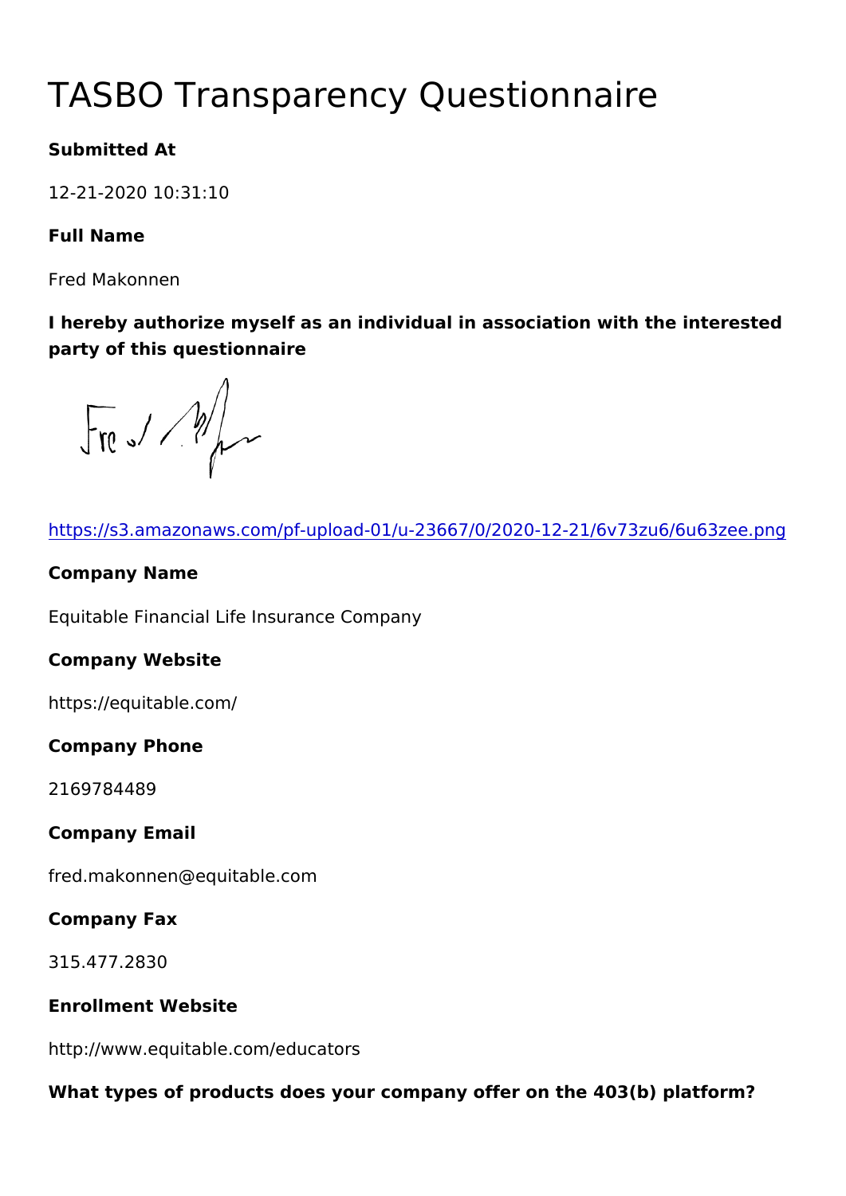# TASBO Transparency Questionnaire

**Submitted At**

12-21-2020 10:31:10

**Full Name**

Fred Makonnen

**I hereby authorize myself as an individual in association with the interested party of this questionnaire**

https://s3.amazonaws.com/pf-upload-01/u-23667/0/2020-12-21/6v73zu6/6u63zee.png

**Company Name**

Equitable Financial Life Insurance Company

**Company Website**

https://equitable.com/

**Company Phone**

2169784489

**Company Email**

fred.makonnen@equitable.com

**Company Fax**

315.477.2830

**Enrollment Website**

http://www.equitable.com/educators

**What types of products does your company offer on the 403(b) platform?**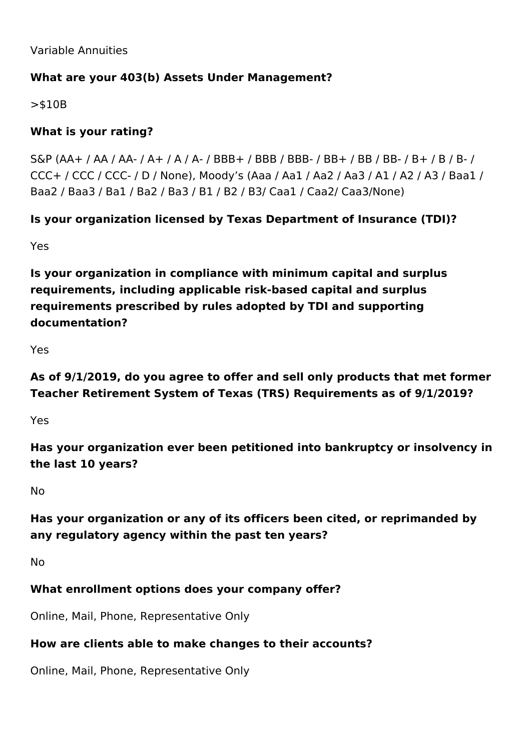Variable Annuities

**What are your 403(b) Assets Under Management?**

>$10B

**What is your rating?**

S&P (AA+ / AA / AA- / A+ / A / A- / BBB+ / BBB / BBB- / BB+ / BB / BB- / B+ / B / B- / CCC+ / CCC / CCC- / D / None), Moody's (Aaa / Aa1 / Aa2 / Aa3 / A1 / A2 / A3 / Baa1 / Baa2 / Baa3 / Ba1 / Ba2 / Ba3 / B1 / B2 / B3/ Caa1 / Caa2/ Caa3/None)

**Is your organization licensed by Texas Department of Insurance (TDI)?**

Yes

**Is your organization in compliance with minimum capital and surplus requirements, including applicable risk-based capital and surplus requirements prescribed by rules adopted by TDI and supporting documentation?**

Yes

**As of 9/1/2019, do you agree to offer and sell only products that met former Teacher Retirement System of Texas (TRS) Requirements as of 9/1/2019?**

Yes

**Has your organization ever been petitioned into bankruptcy or insolvency in the last 10 years?**

No

**Has your organization or any of its officers been cited, or reprimanded by any regulatory agency within the past ten years?**

No

**What enrollment options does your company offer?**

Online, Mail, Phone, Representative Only

**How are clients able to make changes to their accounts?**

Online, Mail, Phone, Representative Only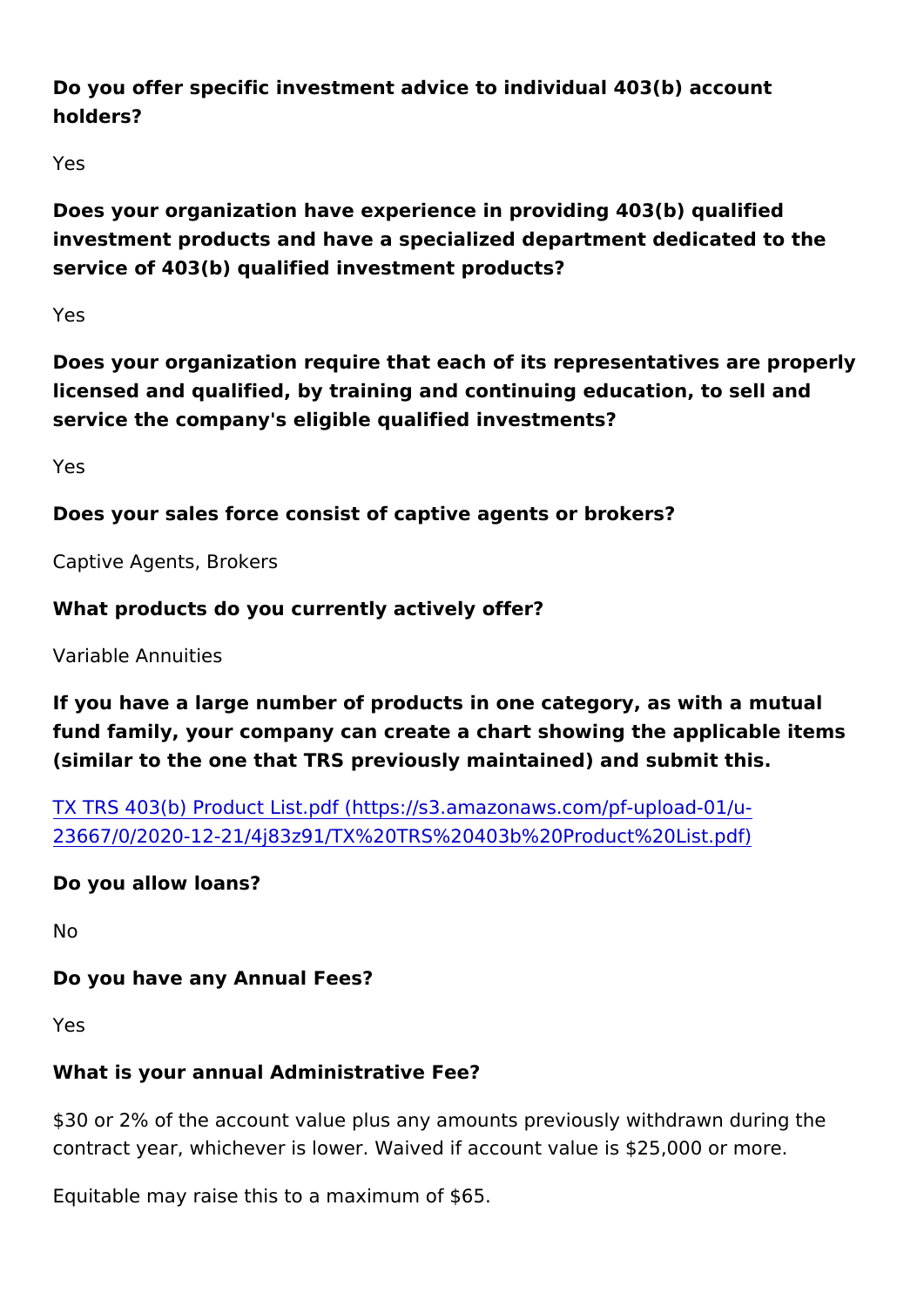**Do you offer specific investment advice to individual 403(b) account holders?**

Yes

**Does your organization have experience in providing 403(b) qualified investment products and have a specialized department dedicated to the service of 403(b) qualified investment products?**

Yes

**Does your organization require that each of its representatives are properly licensed and qualified, by training and continuing education, to sell and service the company's eligible qualified investments?**

Yes

**Does your sales force consist of captive agents or brokers?**

Captive Agents, Brokers

**What products do you currently actively offer?**

Variable Annuities

**If you have a large number of products in one category, as with a mutual fund family, your company can create a chart showing the applicable items (similar to the one that TRS previously maintained) and submit this.**

[TX TRS 403(b) Product List.pdf (https://s3.amazonaws.com/pf-upload-01/u-23667/0/2020-12-21/4j83z91/TX%20TRS%20403b%20Product%20List.pdf)](https://s3.amazonaws.com/pf-upload-01/u-23667/0/2020-12-21/4j83z91/TX%20TRS%20403b%20Product%20List.pdf)

**Do you allow loans?**

No

**Do you have any Annual Fees?**

Yes

**What is your annual Administrative Fee?**

$30 or 2% of the account value plus any amounts previously withdrawn during the contract year, whichever is lower. Waived if account value is $25,000 or more.

Equitable may raise this to a maximum of $65.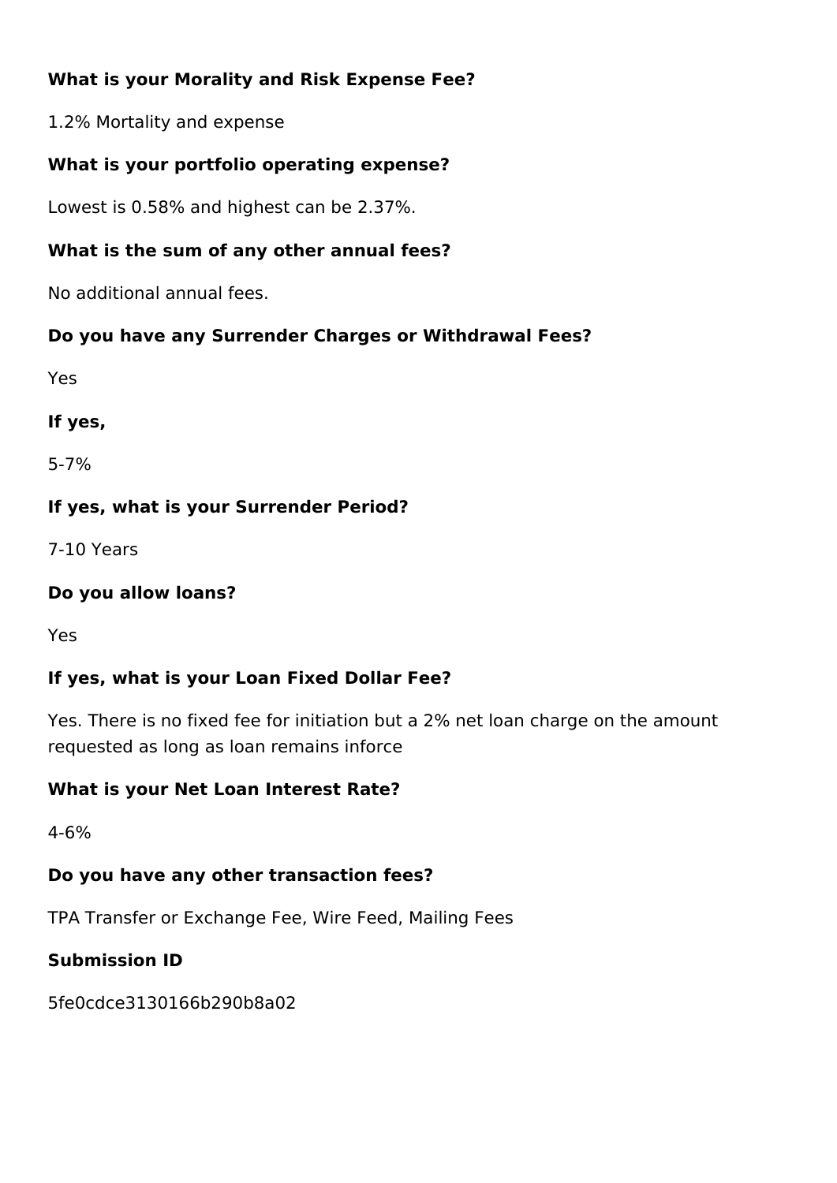**What is your Morality and Risk Expense Fee?**

1.2% Mortality and expense

**What is your portfolio operating expense?**

Lowest is 0.58% and highest can be 2.37%.

**What is the sum of any other annual fees?**

No additional annual fees.

**Do you have any Surrender Charges or Withdrawal Fees?**

Yes

**If yes,**

5-7%

**If yes, what is your Surrender Period?**

7-10 Years

**Do you allow loans?**

Yes

**If yes, what is your Loan Fixed Dollar Fee?**

Yes. There is no fixed fee for initiation but a 2% net loan charge on the amount requested as long as loan remains inforce

**What is your Net Loan Interest Rate?**

4-6%

**Do you have any other transaction fees?**

TPA Transfer or Exchange Fee, Wire Feed, Mailing Fees

**Submission ID**

5fe0cdce3130166b290b8a02